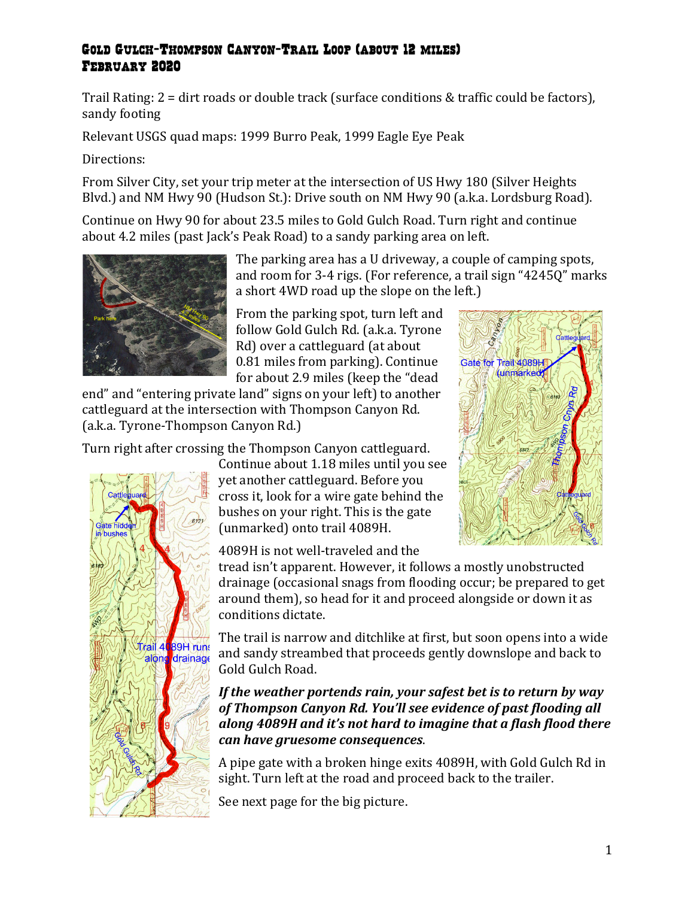# Gold Gulch-Thompson Canyon-Trail Loop (about 12 miles)
# February 2020

Trail Rating: 2 = dirt roads or double track (surface conditions & traffic could be factors), sandy footing

Relevant USGS quad maps: 1999 Burro Peak, 1999 Eagle Eye Peak

Directions:

From Silver City, set your trip meter at the intersection of US Hwy 180 (Silver Heights Blvd.) and NM Hwy 90 (Hudson St.): Drive south on NM Hwy 90 (a.k.a. Lordsburg Road).

Continue on Hwy 90 for about 23.5 miles to Gold Gulch Road. Turn right and continue about 4.2 miles (past Jack's Peak Road) to a sandy parking area on left.

The parking area has a U driveway, a couple of camping spots, and room for 3-4 rigs. (For reference, a trail sign "4245Q" marks a short 4WD road up the slope on the left.)

From the parking spot, turn left and follow Gold Gulch Rd. (a.k.a. Tyrone Rd) over a cattleguard (at about 0.81 miles from parking). Continue for about 2.9 miles (keep the "dead end" and "entering private land" signs on your left) to another cattleguard at the intersection with Thompson Canyon Rd. (a.k.a. Tyrone-Thompson Canyon Rd.)

Turn right after crossing the Thompson Canyon cattleguard. Continue about 1.18 miles until you see yet another cattleguard. Before you cross it, look for a wire gate behind the bushes on your right. This is the gate (unmarked) onto trail 4089H.

4089H is not well-traveled and the tread isn't apparent. However, it follows a mostly unobstructed drainage (occasional snags from flooding occur; be prepared to get around them), so head for it and proceed alongside or down it as conditions dictate.

The trail is narrow and ditchlike at first, but soon opens into a wide and sandy streambed that proceeds gently downslope and back to Gold Gulch Road.

***If the weather portends rain, your safest bet is to return by way of Thompson Canyon Rd. You'll see evidence of past flooding all along 4089H and it's not hard to imagine that a flash flood there can have gruesome consequences***.

A pipe gate with a broken hinge exits 4089H, with Gold Gulch Rd in sight. Turn left at the road and proceed back to the trailer.

See next page for the big picture.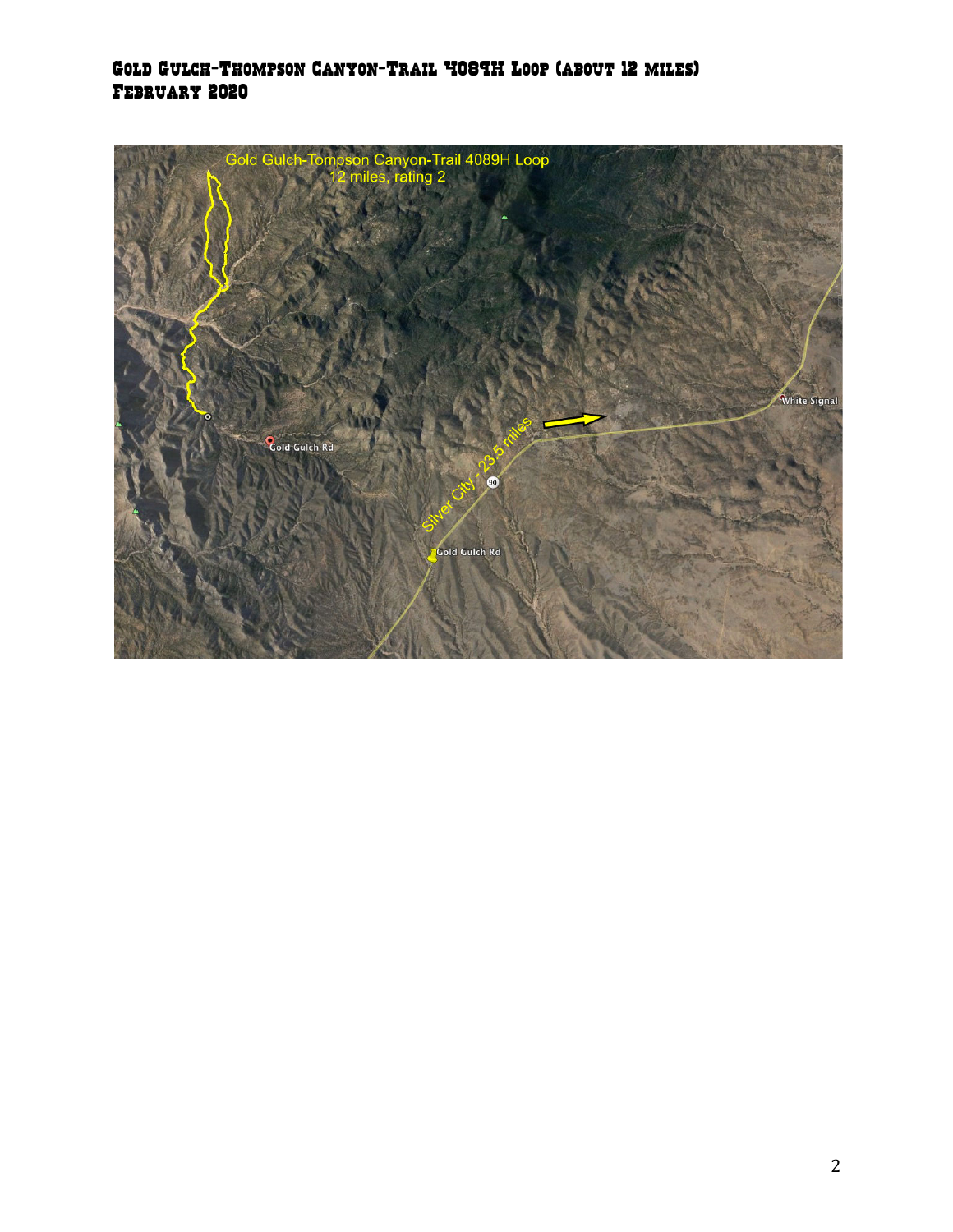# Gold Gulch-Thompson Canyon-Trail 4089H Loop (about 12 miles)
## February 2020

Gold Gulch-Tompson Canyon-Trail 4089H Loop
12 miles, rating 2

Gold Gulch Rd

Silver City - 23.5 miles

90

Gold Gulch Rd

White Signal